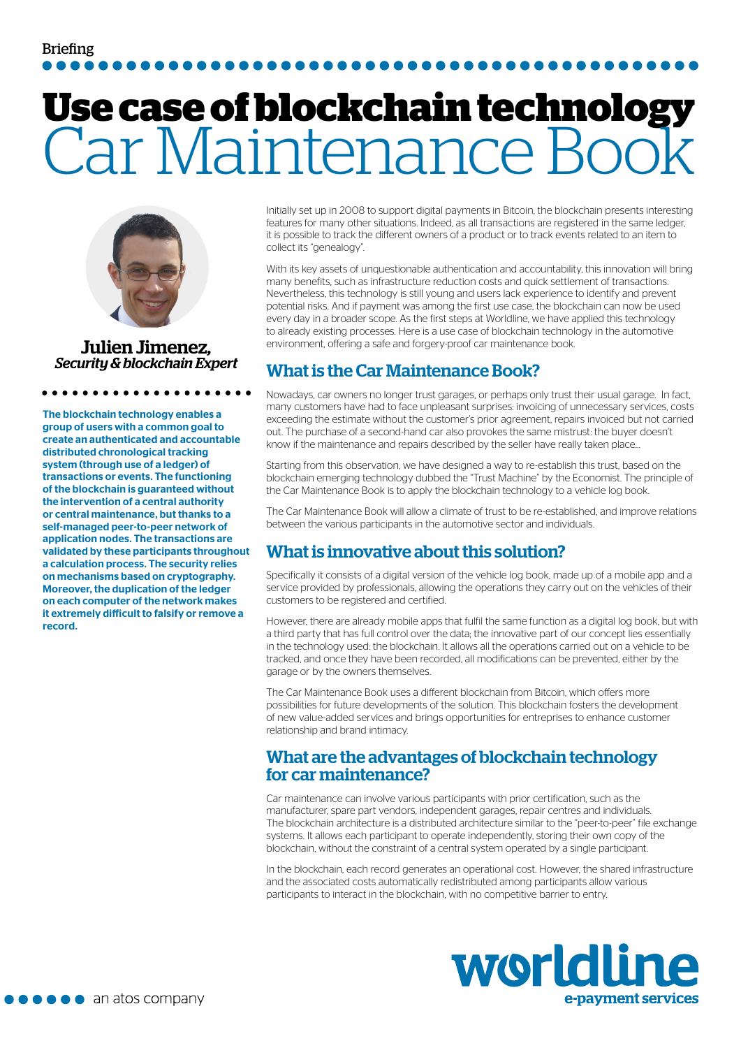Briefing

# Use case of blockchain technology Car Maintenance Book

**Julien Jimenez,**
***Security & blockchain Expert***

**The blockchain technology enables a group of users with a common goal to create an authenticated and accountable distributed chronological tracking system (through use of a ledger) of transactions or events. The functioning of the blockchain is guaranteed without the intervention of a central authority or central maintenance, but thanks to a self-managed peer-to-peer network of application nodes. The transactions are validated by these participants throughout a calculation process. The security relies on mechanisms based on cryptography. Moreover, the duplication of the ledger on each computer of the network makes it extremely difficult to falsify or remove a record.**

Initially set up in 2008 to support digital payments in Bitcoin, the blockchain presents interesting features for many other situations. Indeed, as all transactions are registered in the same ledger, it is possible to track the different owners of a product or to track events related to an item to collect its "genealogy".

With its key assets of unquestionable authentication and accountability, this innovation will bring many benefits, such as infrastructure reduction costs and quick settlement of transactions. Nevertheless, this technology is still young and users lack experience to identify and prevent potential risks. And if payment was among the first use case, the blockchain can now be used every day in a broader scope. As the first steps at Worldline, we have applied this technology to already existing processes. Here is a use case of blockchain technology in the automotive environment, offering a safe and forgery-proof car maintenance book.

## What is the Car Maintenance Book?

Nowadays, car owners no longer trust garages, or perhaps only trust their usual garage. In fact, many customers have had to face unpleasant surprises: invoicing of unnecessary services, costs exceeding the estimate without the customer's prior agreement, repairs invoiced but not carried out. The purchase of a second-hand car also provokes the same mistrust: the buyer doesn't know if the maintenance and repairs described by the seller have really taken place...

Starting from this observation, we have designed a way to re-establish this trust, based on the blockchain emerging technology dubbed the "Trust Machine" by the Economist. The principle of the Car Maintenance Book is to apply the blockchain technology to a vehicle log book.

The Car Maintenance Book will allow a climate of trust to be re-established, and improve relations between the various participants in the automotive sector and individuals.

## What is innovative about this solution?

Specifically it consists of a digital version of the vehicle log book, made up of a mobile app and a service provided by professionals, allowing the operations they carry out on the vehicles of their customers to be registered and certified.

However, there are already mobile apps that fulfil the same function as a digital log book, but with a third party that has full control over the data; the innovative part of our concept lies essentially in the technology used: the blockchain. It allows all the operations carried out on a vehicle to be tracked, and once they have been recorded, all modifications can be prevented, either by the garage or by the owners themselves.

The Car Maintenance Book uses a different blockchain from Bitcoin, which offers more possibilities for future developments of the solution. This blockchain fosters the development of new value-added services and brings opportunities for entreprises to enhance customer relationship and brand intimacy.

## What are the advantages of blockchain technology for car maintenance?

Car maintenance can involve various participants with prior certification, such as the manufacturer, spare part vendors, independent garages, repair centres and individuals. The blockchain architecture is a distributed architecture similar to the "peer-to-peer" file exchange systems. It allows each participant to operate independently, storing their own copy of the blockchain, without the constraint of a central system operated by a single participant.

In the blockchain, each record generates an operational cost. However, the shared infrastructure and the associated costs automatically redistributed among participants allow various participants to interact in the blockchain, with no competitive barrier to entry.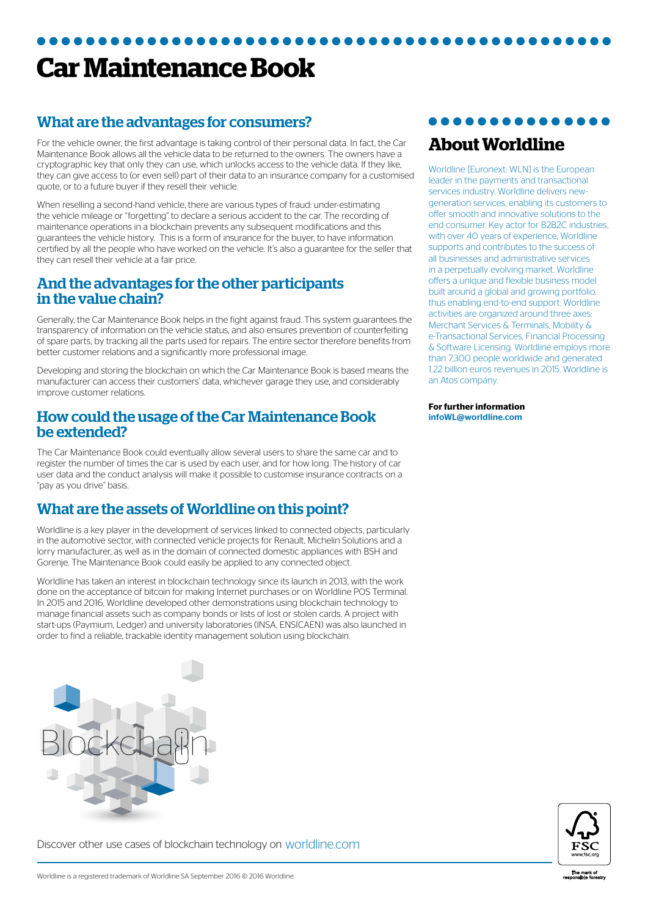# Car Maintenance Book

## What are the advantages for consumers?

For the vehicle owner, the first advantage is taking control of their personal data. In fact, the Car Maintenance Book allows all the vehicle data to be returned to the owners. The owners have a cryptographic key that only they can use, which unlocks access to the vehicle data. If they like, they can give access to (or even sell) part of their data to an insurance company for a customised quote, or to a future buyer if they resell their vehicle.

When reselling a second-hand vehicle, there are various types of fraud: under-estimating the vehicle mileage or "forgetting" to declare a serious accident to the car. The recording of maintenance operations in a blockchain prevents any subsequent modifications and this guarantees the vehicle history. This is a form of insurance for the buyer, to have information certified by all the people who have worked on the vehicle. It's also a guarantee for the seller that they can resell their vehicle at a fair price.

## And the advantages for the other participants in the value chain?

Generally, the Car Maintenance Book helps in the fight against fraud. This system guarantees the transparency of information on the vehicle status, and also ensures prevention of counterfeiting of spare parts, by tracking all the parts used for repairs. The entire sector therefore benefits from better customer relations and a significantly more professional image.

Developing and storing the blockchain on which the Car Maintenance Book is based means the manufacturer can access their customers' data, whichever garage they use, and considerably improve customer relations.

## How could the usage of the Car Maintenance Book be extended?

The Car Maintenance Book could eventually allow several users to share the same car and to register the number of times the car is used by each user, and for how long. The history of car user data and the conduct analysis will make it possible to customise insurance contracts on a "pay as you drive" basis.

## What are the assets of Worldline on this point?

Worldline is a key player in the development of services linked to connected objects, particularly in the automotive sector, with connected vehicle projects for Renault, Michelin Solutions and a lorry manufacturer, as well as in the domain of connected domestic appliances with BSH and Gorenje. The Maintenance Book could easily be applied to any connected object.

Worldline has taken an interest in blockchain technology since its launch in 2013, with the work done on the acceptance of bitcoin for making Internet purchases or on Worldline POS Terminal. In 2015 and 2016, Worldline developed other demonstrations using blockchain technology to manage financial assets such as company bonds or lists of lost or stolen cards. A project with start-ups (Paymium, Ledger) and university laboratories (INSA, ENSICAEN) was also launched in order to find a reliable, trackable identity management solution using blockchain.

Discover other use cases of blockchain technology on worldline.com

## About Worldline

Worldline [Euronext: WLN] is the European leader in the payments and transactional services industry. Worldline delivers new-generation services, enabling its customers to offer smooth and innovative solutions to the end consumer. Key actor for B2B2C industries, with over 40 years of experience, Worldline supports and contributes to the success of all businesses and administrative services in a perpetually evolving market. Worldline offers a unique and flexible business model built around a global and growing portfolio, thus enabling end-to-end support. Worldline activities are organized around three axes: Merchant Services & Terminals, Mobility & e-Transactional Services, Financial Processing & Software Licensing. Worldline employs more than 7,300 people worldwide and generated 1.22 billion euros revenues in 2015. Worldline is an Atos company.

**For further information**
**infoWL@worldline.com**

Worldline is a registered trademark of Worldline SA September 2016 © 2016 Worldline.